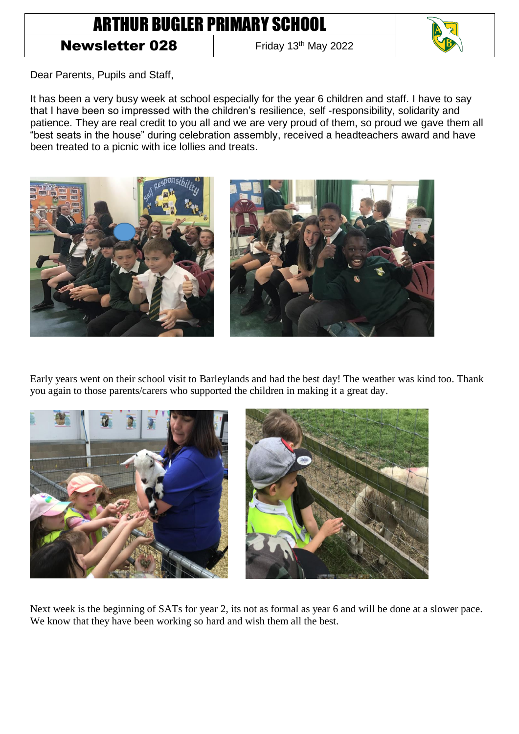# ARTHUR BUGLER PRIMARY SCHOOL

**Newsletter 028** | Friday 13th May 2022

Dear Parents, Pupils and Staff,

It has been a very busy week at school especially for the year 6 children and staff. I have to say that I have been so impressed with the children's resilience, self -responsibility, solidarity and patience. They are real credit to you all and we are very proud of them, so proud we gave them all "best seats in the house" during celebration assembly, received a headteachers award and have been treated to a picnic with ice lollies and treats.

Early years went on their school visit to Barleylands and had the best day! The weather was kind too. Thank you again to those parents/carers who supported the children in making it a great day.

Next week is the beginning of SATs for year 2, its not as formal as year 6 and will be done at a slower pace. We know that they have been working so hard and wish them all the best.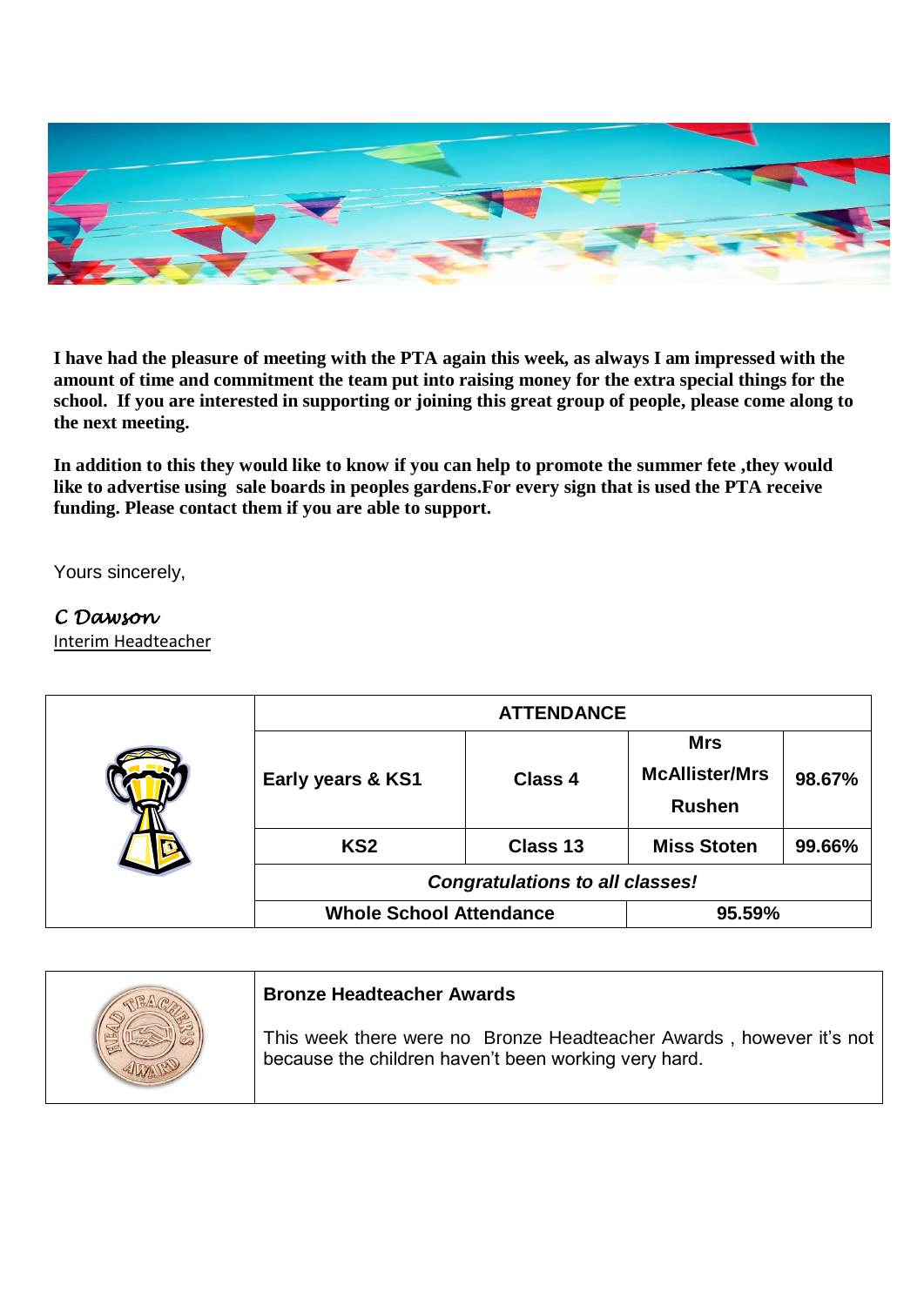**I have had the pleasure of meeting with the PTA again this week, as always I am impressed with the amount of time and commitment the team put into raising money for the extra special things for the school. If you are interested in supporting or joining this great group of people, please come along to the next meeting.**

**In addition to this they would like to know if you can help to promote the summer fete ,they would like to advertise using sale boards in peoples gardens.For every sign that is used the PTA receive funding. Please contact them if you are able to support.**

Yours sincerely,

*C Dawson*
Interim Headteacher

| ATTENDANCE | | | |
|---|---|---|---|
| **Early years & KS1** | **Class 4** | **Mrs McAllister/Mrs Rushen** | **98.67%** |
| **KS2** | **Class 13** | **Miss Stoten** | **99.66%** |
| ***Congratulations to all classes!*** | | | |
| **Whole School Attendance** | | **95.59%** | |

**Bronze Headteacher Awards**

This week there were no Bronze Headteacher Awards , however it's not because the children haven't been working very hard.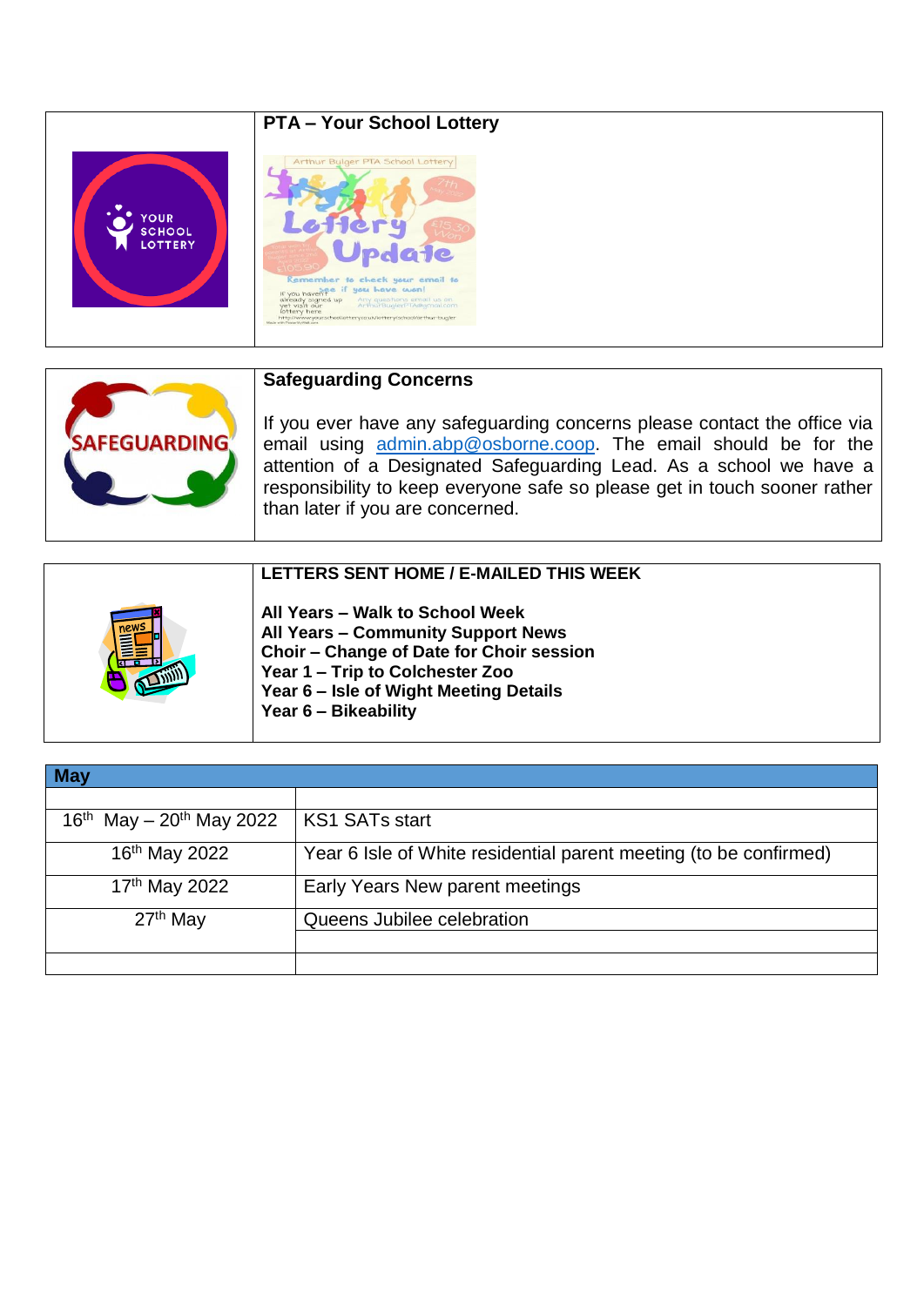## PTA – Your School Lottery

## Safeguarding Concerns

If you ever have any safeguarding concerns please contact the office via email using admin.abp@osborne.coop. The email should be for the attention of a Designated Safeguarding Lead. As a school we have a responsibility to keep everyone safe so please get in touch sooner rather than later if you are concerned.

## LETTERS SENT HOME / E-MAILED THIS WEEK

**All Years – Walk to School Week**
**All Years – Community Support News**
**Choir – Change of Date for Choir session**
**Year 1 – Trip to Colchester Zoo**
**Year 6 – Isle of Wight Meeting Details**
**Year 6 – Bikeability**

| May | |
|---|---|
| | |
| 16th May – 20th May 2022 | KS1 SATs start |
| 16th May 2022 | Year 6 Isle of White residential parent meeting (to be confirmed) |
| 17th May 2022 | Early Years New parent meetings |
| 27th May | Queens Jubilee celebration |
| | |